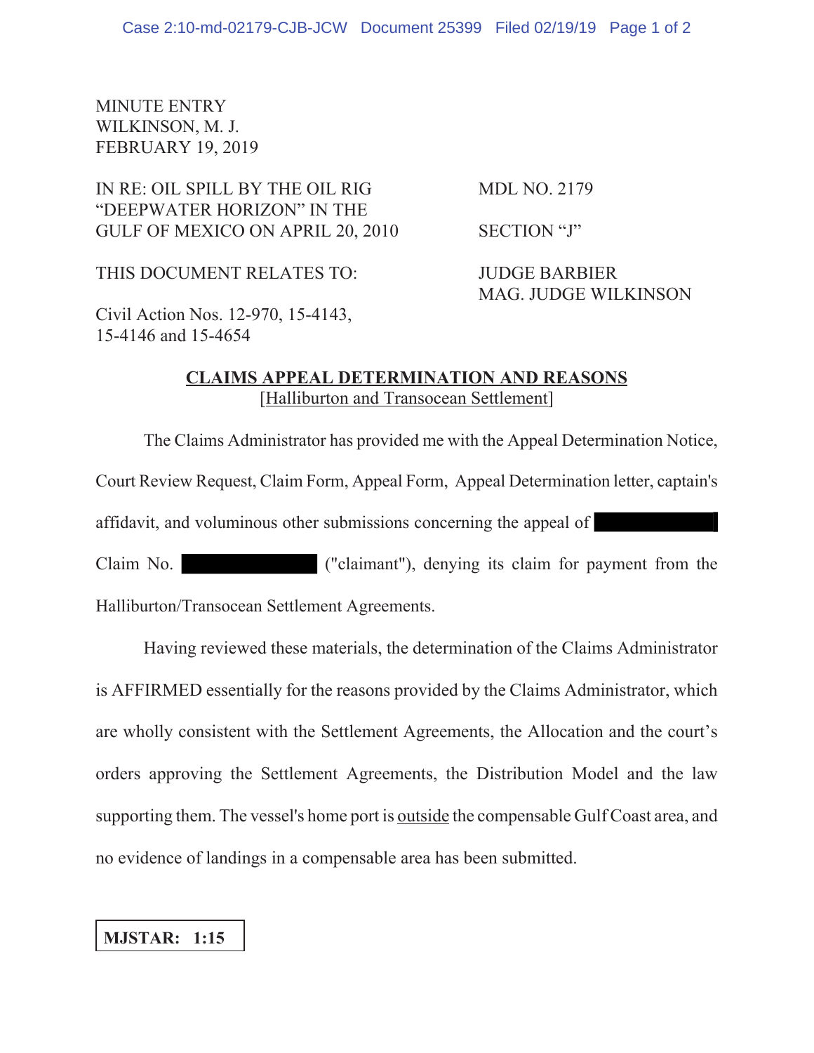MINUTE ENTRY
WILKINSON, M. J.
FEBRUARY 19, 2019

IN RE: OIL SPILL BY THE OIL RIG "DEEPWATER HORIZON" IN THE GULF OF MEXICO ON APRIL 20, 2010

MDL NO. 2179

SECTION "J"

THIS DOCUMENT RELATES TO:

JUDGE BARBIER
MAG. JUDGE WILKINSON

Civil Action Nos. 12-970, 15-4143, 15-4146 and 15-4654

## CLAIMS APPEAL DETERMINATION AND REASONS

[Halliburton and Transocean Settlement]

The Claims Administrator has provided me with the Appeal Determination Notice, Court Review Request, Claim Form, Appeal Form, Appeal Determination letter, captain's affidavit, and voluminous other submissions concerning the appeal of ██████ Claim No. ██████ ("claimant"), denying its claim for payment from the Halliburton/Transocean Settlement Agreements.

Having reviewed these materials, the determination of the Claims Administrator is AFFIRMED essentially for the reasons provided by the Claims Administrator, which are wholly consistent with the Settlement Agreements, the Allocation and the court's orders approving the Settlement Agreements, the Distribution Model and the law supporting them. The vessel's home port is outside the compensable Gulf Coast area, and no evidence of landings in a compensable area has been submitted.

**MJSTAR: 1:15**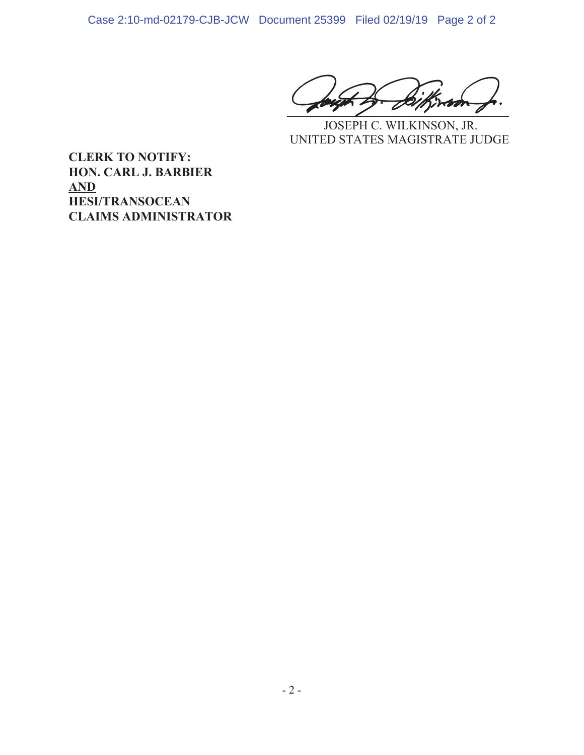JOSEPH C. WILKINSON, JR.
UNITED STATES MAGISTRATE JUDGE

**CLERK TO NOTIFY:**
**HON. CARL J. BARBIER**
**AND**
**HESI/TRANSOCEAN**
**CLAIMS ADMINISTRATOR**